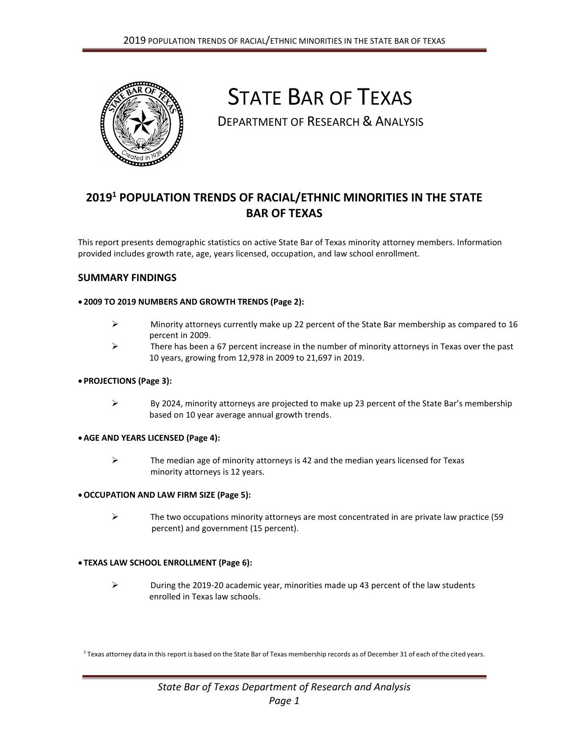# STATE BAR OF TEXAS

DEPARTMENT OF RESEARCH & ANALYSIS

## 2019[1] POPULATION TRENDS OF RACIAL/ETHNIC MINORITIES IN THE STATE BAR OF TEXAS

This report presents demographic statistics on active State Bar of Texas minority attorney members. Information provided includes growth rate, age, years licensed, occupation, and law school enrollment.

### SUMMARY FINDINGS

- **2009 TO 2019 NUMBERS AND GROWTH TRENDS (Page 2):**
  - Minority attorneys currently make up 22 percent of the State Bar membership as compared to 16 percent in 2009.
  - There has been a 67 percent increase in the number of minority attorneys in Texas over the past 10 years, growing from 12,978 in 2009 to 21,697 in 2019.

- **PROJECTIONS (Page 3):**
  - By 2024, minority attorneys are projected to make up 23 percent of the State Bar's membership based on 10 year average annual growth trends.

- **AGE AND YEARS LICENSED (Page 4):**
  - The median age of minority attorneys is 42 and the median years licensed for Texas minority attorneys is 12 years.

- **OCCUPATION AND LAW FIRM SIZE (Page 5):**
  - The two occupations minority attorneys are most concentrated in are private law practice (59 percent) and government (15 percent).

- **TEXAS LAW SCHOOL ENROLLMENT (Page 6):**
  - During the 2019-20 academic year, minorities made up 43 percent of the law students enrolled in Texas law schools.

[1] Texas attorney data in this report is based on the State Bar of Texas membership records as of December 31 of each of the cited years.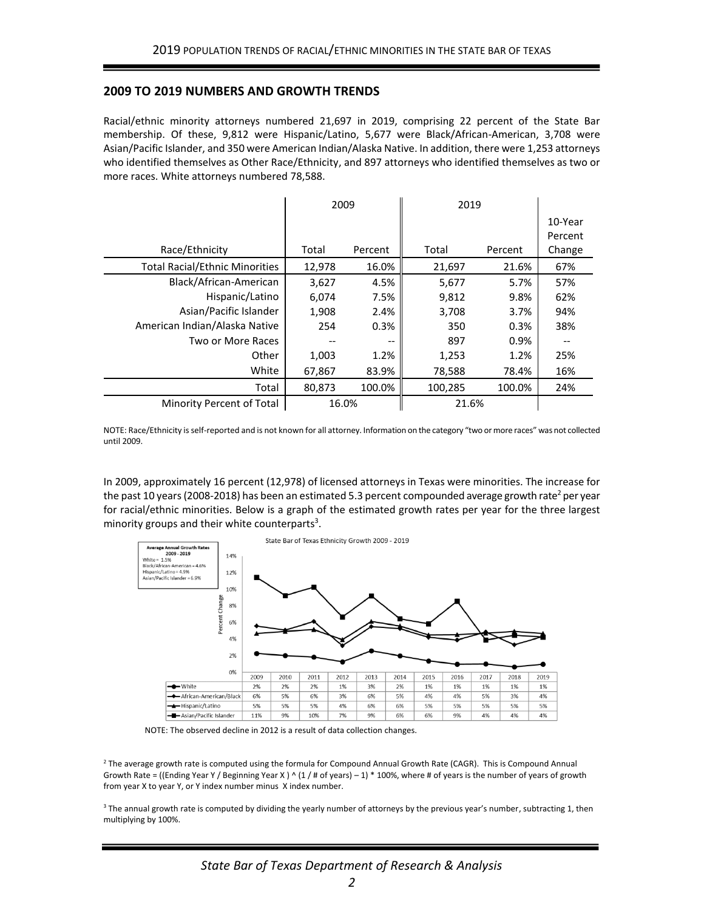## 2009 TO 2019 NUMBERS AND GROWTH TRENDS

Racial/ethnic minority attorneys numbered 21,697 in 2019, comprising 22 percent of the State Bar membership. Of these, 9,812 were Hispanic/Latino, 5,677 were Black/African-American, 3,708 were Asian/Pacific Islander, and 350 were American Indian/Alaska Native. In addition, there were 1,253 attorneys who identified themselves as Other Race/Ethnicity, and 897 attorneys who identified themselves as two or more races. White attorneys numbered 78,588.

| | 2009 | | 2019 | | |
|---|---|---|---|---|---|
| Race/Ethnicity | Total | Percent | Total | Percent | 10-Year Percent Change |
| Total Racial/Ethnic Minorities | 12,978 | 16.0% | 21,697 | 21.6% | 67% |
| Black/African-American | 3,627 | 4.5% | 5,677 | 5.7% | 57% |
| Hispanic/Latino | 6,074 | 7.5% | 9,812 | 9.8% | 62% |
| Asian/Pacific Islander | 1,908 | 2.4% | 3,708 | 3.7% | 94% |
| American Indian/Alaska Native | 254 | 0.3% | 350 | 0.3% | 38% |
| Two or More Races | -- | -- | 897 | 0.9% | -- |
| Other | 1,003 | 1.2% | 1,253 | 1.2% | 25% |
| White | 67,867 | 83.9% | 78,588 | 78.4% | 16% |
| Total | 80,873 | 100.0% | 100,285 | 100.0% | 24% |
| Minority Percent of Total | 16.0% | | 21.6% | | |

NOTE: Race/Ethnicity is self-reported and is not known for all attorney. Information on the category "two or more races" was not collected until 2009.

In 2009, approximately 16 percent (12,978) of licensed attorneys in Texas were minorities. The increase for the past 10 years (2008-2018) has been an estimated 5.3 percent compounded average growth rate[2] per year for racial/ethnic minorities. Below is a graph of the estimated growth rates per year for the three largest minority groups and their white counterparts[3].

State Bar of Texas Ethnicity Growth 2009 - 2019

Average Annual Growth Rates 2009 - 2019
White = 1.5%
Black/African-American = 4.6%
Hispanic/Latino = 4.9%
Asian/Pacific Islander = 6.9%

| | 2009 | 2010 | 2011 | 2012 | 2013 | 2014 | 2015 | 2016 | 2017 | 2018 | 2019 |
|---|---|---|---|---|---|---|---|---|---|---|---|
| White | 2% | 2% | 2% | 1% | 3% | 2% | 1% | 1% | 1% | 1% | 1% |
| African-American/Black | 6% | 5% | 6% | 3% | 6% | 5% | 4% | 4% | 5% | 3% | 4% |
| Hispanic/Latino | 5% | 5% | 5% | 4% | 6% | 6% | 5% | 5% | 5% | 5% | 5% |
| Asian/Pacific Islander | 11% | 9% | 10% | 7% | 9% | 6% | 6% | 9% | 4% | 4% | 4% |

NOTE: The observed decline in 2012 is a result of data collection changes.

[2] The average growth rate is computed using the formula for Compound Annual Growth Rate (CAGR). This is Compound Annual Growth Rate = ((Ending Year Y / Beginning Year X ) ^ (1 / # of years) – 1) * 100%, where # of years is the number of years of growth from year X to year Y, or Y index number minus X index number.

[3] The annual growth rate is computed by dividing the yearly number of attorneys by the previous year's number, subtracting 1, then multiplying by 100%.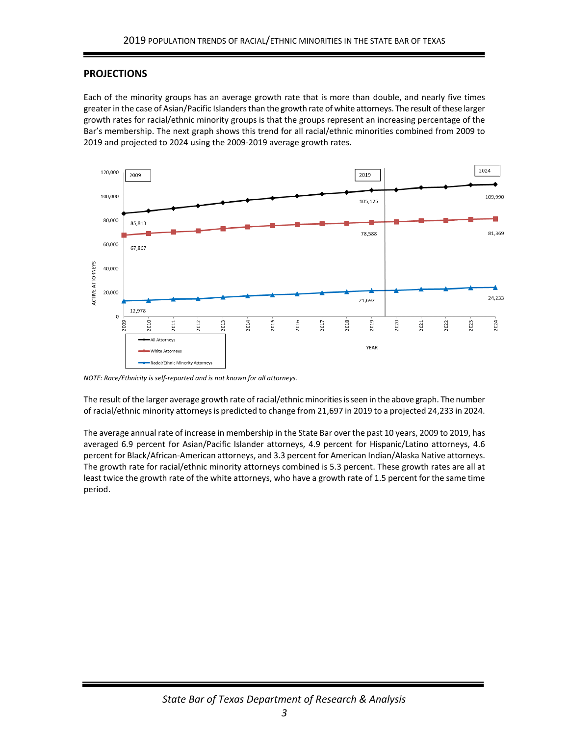## PROJECTIONS

Each of the minority groups has an average growth rate that is more than double, and nearly five times greater in the case of Asian/Pacific Islanders than the growth rate of white attorneys. The result of these larger growth rates for racial/ethnic minority groups is that the groups represent an increasing percentage of the Bar's membership. The next graph shows this trend for all racial/ethnic minorities combined from 2009 to 2019 and projected to 2024 using the 2009-2019 average growth rates.

*NOTE: Race/Ethnicity is self-reported and is not known for all attorneys.*

The result of the larger average growth rate of racial/ethnic minorities is seen in the above graph. The number of racial/ethnic minority attorneys is predicted to change from 21,697 in 2019 to a projected 24,233 in 2024.

The average annual rate of increase in membership in the State Bar over the past 10 years, 2009 to 2019, has averaged 6.9 percent for Asian/Pacific Islander attorneys, 4.9 percent for Hispanic/Latino attorneys, 4.6 percent for Black/African-American attorneys, and 3.3 percent for American Indian/Alaska Native attorneys. The growth rate for racial/ethnic minority attorneys combined is 5.3 percent. These growth rates are all at least twice the growth rate of the white attorneys, who have a growth rate of 1.5 percent for the same time period.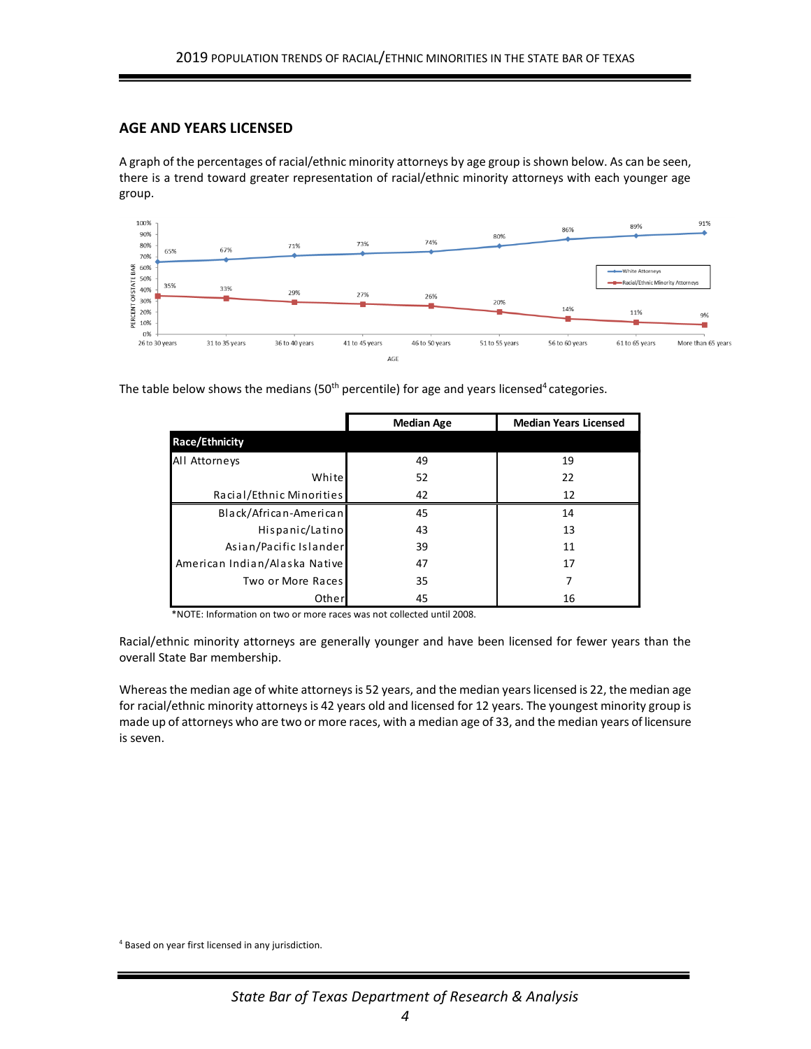## AGE AND YEARS LICENSED

A graph of the percentages of racial/ethnic minority attorneys by age group is shown below. As can be seen, there is a trend toward greater representation of racial/ethnic minority attorneys with each younger age group.

| AGE | White Attorneys | Racial/Ethnic Minority Attorneys |
|---|---|---|
| 26 to 30 years | 65% | 35% |
| 31 to 35 years | 67% | 33% |
| 36 to 40 years | 71% | 29% |
| 41 to 45 years | 73% | 27% |
| 46 to 50 years | 74% | 26% |
| 51 to 55 years | 80% | 20% |
| 56 to 60 years | 86% | 14% |
| 61 to 65 years | 89% | 11% |
| More than 65 years | 91% | 9% |

The table below shows the medians (50th percentile) for age and years licensed[4] categories.

| Race/Ethnicity | Median Age | Median Years Licensed |
|---|---|---|
| All Attorneys | 49 | 19 |
| White | 52 | 22 |
| Racial/Ethnic Minorities | 42 | 12 |
| Black/African-American | 45 | 14 |
| Hispanic/Latino | 43 | 13 |
| Asian/Pacific Islander | 39 | 11 |
| American Indian/Alaska Native | 47 | 17 |
| Two or More Races | 35 | 7 |
| Other | 45 | 16 |

*NOTE: Information on two or more races was not collected until 2008.

Racial/ethnic minority attorneys are generally younger and have been licensed for fewer years than the overall State Bar membership.

Whereas the median age of white attorneys is 52 years, and the median years licensed is 22, the median age for racial/ethnic minority attorneys is 42 years old and licensed for 12 years. The youngest minority group is made up of attorneys who are two or more races, with a median age of 33, and the median years of licensure is seven.

[4] Based on year first licensed in any jurisdiction.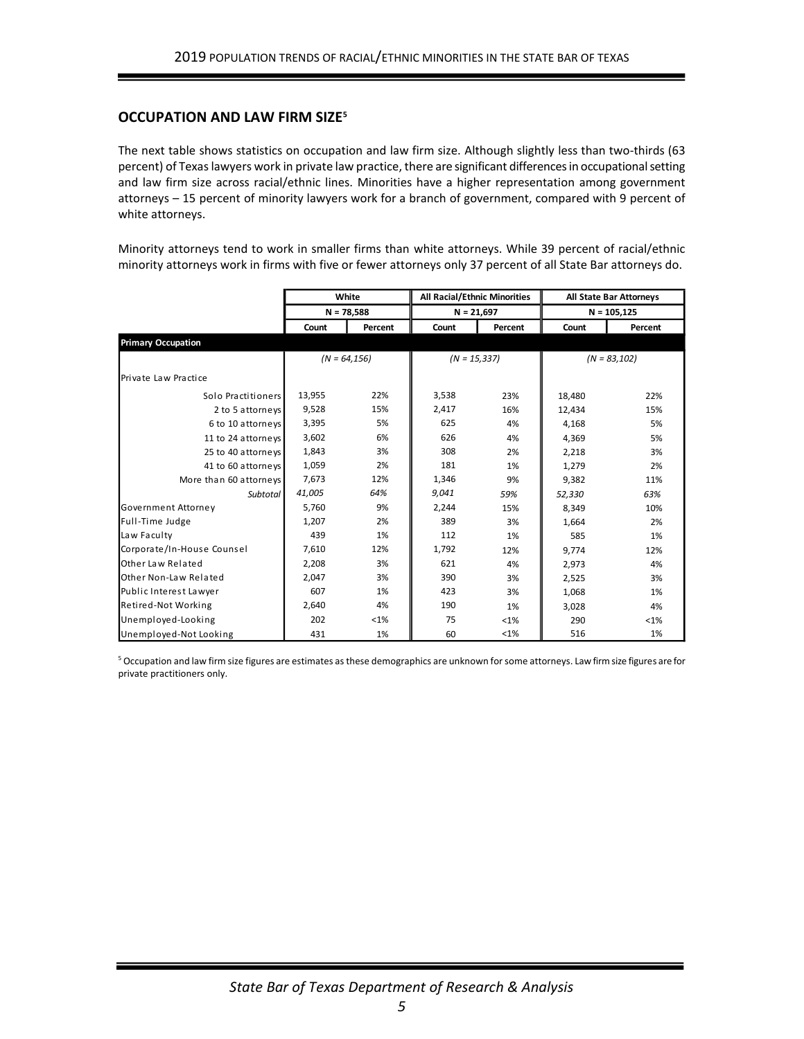## OCCUPATION AND LAW FIRM SIZE[5]

The next table shows statistics on occupation and law firm size. Although slightly less than two-thirds (63 percent) of Texas lawyers work in private law practice, there are significant differences in occupational setting and law firm size across racial/ethnic lines. Minorities have a higher representation among government attorneys – 15 percent of minority lawyers work for a branch of government, compared with 9 percent of white attorneys.

Minority attorneys tend to work in smaller firms than white attorneys. While 39 percent of racial/ethnic minority attorneys work in firms with five or fewer attorneys only 37 percent of all State Bar attorneys do.

| | White | | All Racial/Ethnic Minorities | | All State Bar Attorneys | |
|---|---|---|---|---|---|---|
| | N = 78,588 | | N = 21,697 | | N = 105,125 | |
| | Count | Percent | Count | Percent | Count | Percent |
| **Primary Occupation** | | | | | | |
| | *(N = 64,156)* | | *(N = 15,337)* | | *(N = 83,102)* | |
| Private Law Practice | | | | | | |
| Solo Practitioners | 13,955 | 22% | 3,538 | 23% | 18,480 | 22% |
| 2 to 5 attorneys | 9,528 | 15% | 2,417 | 16% | 12,434 | 15% |
| 6 to 10 attorneys | 3,395 | 5% | 625 | 4% | 4,168 | 5% |
| 11 to 24 attorneys | 3,602 | 6% | 626 | 4% | 4,369 | 5% |
| 25 to 40 attorneys | 1,843 | 3% | 308 | 2% | 2,218 | 3% |
| 41 to 60 attorneys | 1,059 | 2% | 181 | 1% | 1,279 | 2% |
| More than 60 attorneys | 7,673 | 12% | 1,346 | 9% | 9,382 | 11% |
| *Subtotal* | *41,005* | *64%* | *9,041* | *59%* | *52,330* | *63%* |
| Government Attorney | 5,760 | 9% | 2,244 | 15% | 8,349 | 10% |
| Full-Time Judge | 1,207 | 2% | 389 | 3% | 1,664 | 2% |
| Law Faculty | 439 | 1% | 112 | 1% | 585 | 1% |
| Corporate/In-House Counsel | 7,610 | 12% | 1,792 | 12% | 9,774 | 12% |
| Other Law Related | 2,208 | 3% | 621 | 4% | 2,973 | 4% |
| Other Non-Law Related | 2,047 | 3% | 390 | 3% | 2,525 | 3% |
| Public Interest Lawyer | 607 | 1% | 423 | 3% | 1,068 | 1% |
| Retired-Not Working | 2,640 | 4% | 190 | 1% | 3,028 | 4% |
| Unemployed-Looking | 202 | <1% | 75 | <1% | 290 | <1% |
| Unemployed-Not Looking | 431 | 1% | 60 | <1% | 516 | 1% |

[5] Occupation and law firm size figures are estimates as these demographics are unknown for some attorneys. Law firm size figures are for private practitioners only.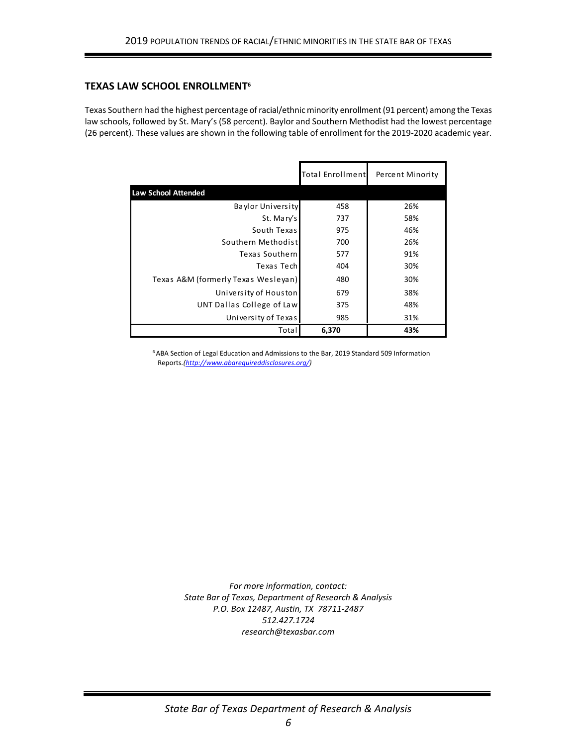## TEXAS LAW SCHOOL ENROLLMENT[6]

Texas Southern had the highest percentage of racial/ethnic minority enrollment (91 percent) among the Texas law schools, followed by St. Mary's (58 percent). Baylor and Southern Methodist had the lowest percentage (26 percent). These values are shown in the following table of enrollment for the 2019-2020 academic year.

| Law School Attended | Total Enrollment | Percent Minority |
|---|---|---|
| Baylor University | 458 | 26% |
| St. Mary's | 737 | 58% |
| South Texas | 975 | 46% |
| Southern Methodist | 700 | 26% |
| Texas Southern | 577 | 91% |
| Texas Tech | 404 | 30% |
| Texas A&M (formerly Texas Wesleyan) | 480 | 30% |
| University of Houston | 679 | 38% |
| UNT Dallas College of Law | 375 | 48% |
| University of Texas | 985 | 31% |
| Total | **6,370** | **43%** |

[6] ABA Section of Legal Education and Admissions to the Bar, 2019 Standard 509 Information Reports.*(http://www.abarequireddisclosures.org/)*

*For more information, contact:*
*State Bar of Texas, Department of Research & Analysis*
*P.O. Box 12487, Austin, TX 78711-2487*
*512.427.1724*
*research@texasbar.com*